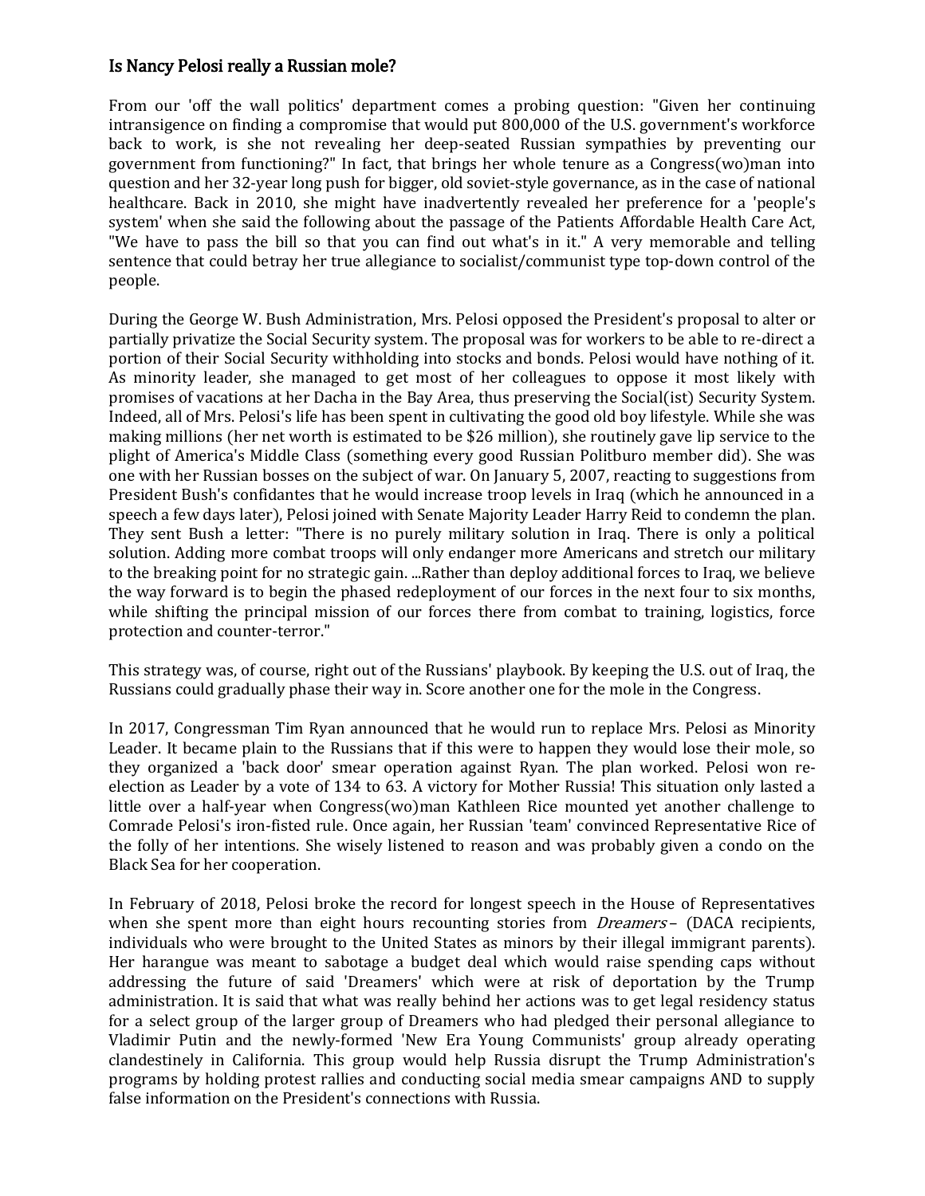### Is Nancy Pelosi really a Russian mole?

From our 'off the wall politics' department comes a probing question: "Given her continuing intransigence on finding a compromise that would put 800,000 of the U.S. government's workforce back to work, is she not revealing her deep-seated Russian sympathies by preventing our government from functioning?" In fact, that brings her whole tenure as a Congress(wo)man into question and her 32-year long push for bigger, old soviet-style governance, as in the case of national healthcare. Back in 2010, she might have inadvertently revealed her preference for a 'people's system' when she said the following about the passage of the Patients Affordable Health Care Act, "We have to pass the bill so that you can find out what's in it." A very memorable and telling sentence that could betray her true allegiance to socialist/communist type top-down control of the people.

During the George W. Bush Administration, Mrs. Pelosi opposed the President's proposal to alter or partially privatize the Social Security system. The proposal was for workers to be able to re-direct a portion of their Social Security withholding into stocks and bonds. Pelosi would have nothing of it. As minority leader, she managed to get most of her colleagues to oppose it most likely with promises of vacations at her Dacha in the Bay Area, thus preserving the Social(ist) Security System. Indeed, all of Mrs. Pelosi's life has been spent in cultivating the good old boy lifestyle. While she was making millions (her net worth is estimated to be $26 million), she routinely gave lip service to the plight of America's Middle Class (something every good Russian Politburo member did). She was one with her Russian bosses on the subject of war. On January 5, 2007, reacting to suggestions from President Bush's confidantes that he would increase troop levels in Iraq (which he announced in a speech a few days later), Pelosi joined with Senate Majority Leader Harry Reid to condemn the plan. They sent Bush a letter: "There is no purely military solution in Iraq. There is only a political solution. Adding more combat troops will only endanger more Americans and stretch our military to the breaking point for no strategic gain. ...Rather than deploy additional forces to Iraq, we believe the way forward is to begin the phased redeployment of our forces in the next four to six months, while shifting the principal mission of our forces there from combat to training, logistics, force protection and counter-terror."

This strategy was, of course, right out of the Russians' playbook. By keeping the U.S. out of Iraq, the Russians could gradually phase their way in. Score another one for the mole in the Congress.

In 2017, Congressman Tim Ryan announced that he would run to replace Mrs. Pelosi as Minority Leader. It became plain to the Russians that if this were to happen they would lose their mole, so they organized a 'back door' smear operation against Ryan. The plan worked. Pelosi won re-election as Leader by a vote of 134 to 63. A victory for Mother Russia! This situation only lasted a little over a half-year when Congress(wo)man Kathleen Rice mounted yet another challenge to Comrade Pelosi's iron-fisted rule. Once again, her Russian 'team' convinced Representative Rice of the folly of her intentions. She wisely listened to reason and was probably given a condo on the Black Sea for her cooperation.

In February of 2018, Pelosi broke the record for longest speech in the House of Representatives when she spent more than eight hours recounting stories from *Dreamers* – (DACA recipients, individuals who were brought to the United States as minors by their illegal immigrant parents). Her harangue was meant to sabotage a budget deal which would raise spending caps without addressing the future of said 'Dreamers' which were at risk of deportation by the Trump administration. It is said that what was really behind her actions was to get legal residency status for a select group of the larger group of Dreamers who had pledged their personal allegiance to Vladimir Putin and the newly-formed 'New Era Young Communists' group already operating clandestinely in California. This group would help Russia disrupt the Trump Administration's programs by holding protest rallies and conducting social media smear campaigns AND to supply false information on the President's connections with Russia.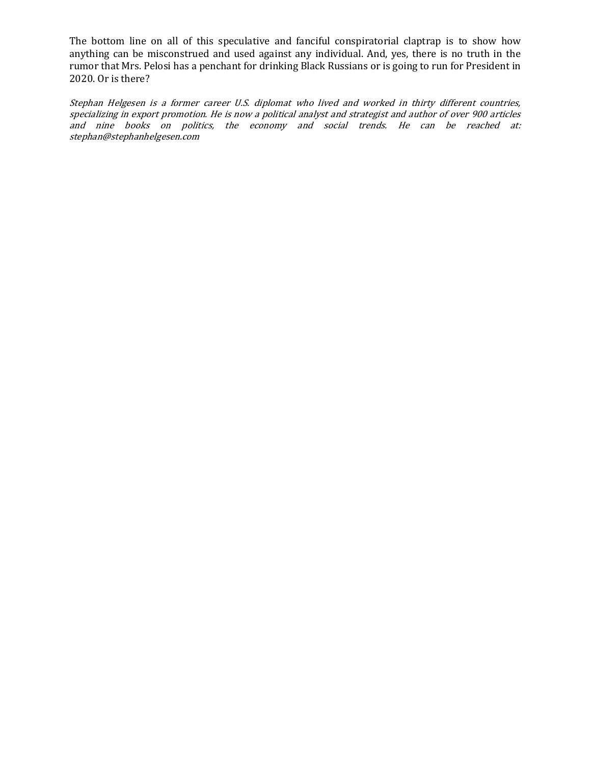The bottom line on all of this speculative and fanciful conspiratorial claptrap is to show how anything can be misconstrued and used against any individual. And, yes, there is no truth in the rumor that Mrs. Pelosi has a penchant for drinking Black Russians or is going to run for President in 2020. Or is there?

*Stephan Helgesen is a former career U.S. diplomat who lived and worked in thirty different countries, specializing in export promotion. He is now a political analyst and strategist and author of over 900 articles and nine books on politics, the economy and social trends. He can be reached at: stephan@stephanhelgesen.com*